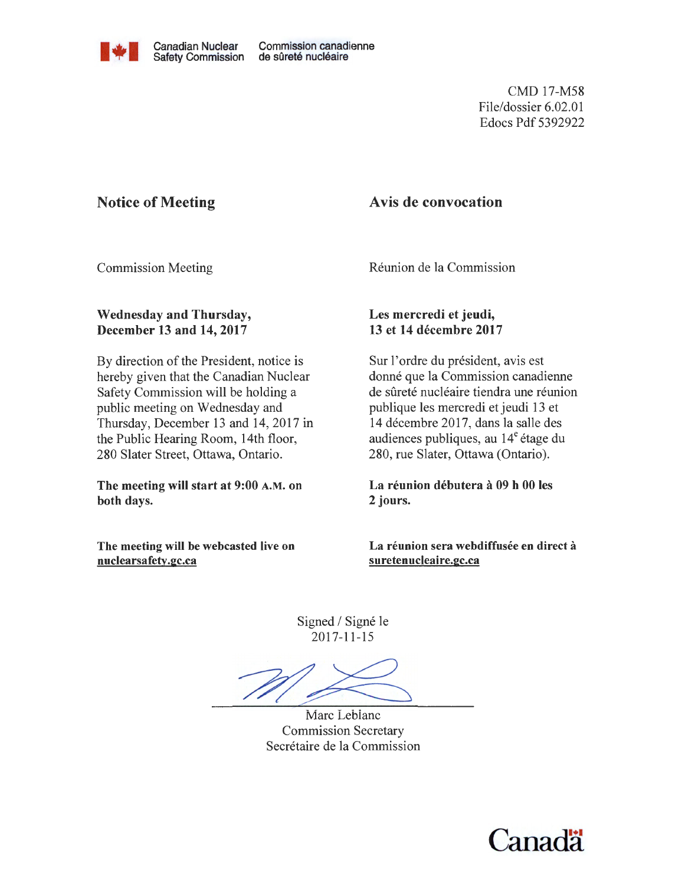Canadian Nuclear Safety Commission

Commission canadienne de sûreté nucléaire

CMD 17-M58
File/dossier 6.02.01
Edocs Pdf 5392922

## Notice of Meeting

Commission Meeting

**Wednesday and Thursday, December 13 and 14, 2017**

By direction of the President, notice is hereby given that the Canadian Nuclear Safety Commission will be holding a public meeting on Wednesday and Thursday, December 13 and 14, 2017 in the Public Hearing Room, 14th floor, 280 Slater Street, Ottawa, Ontario.

**The meeting will start at 9:00 A.M. on both days.**

**The meeting will be webcasted live on nuclearsafety.gc.ca**

## Avis de convocation

Réunion de la Commission

**Les mercredi et jeudi, 13 et 14 décembre 2017**

Sur l'ordre du président, avis est donné que la Commission canadienne de sûreté nucléaire tiendra une réunion publique les mercredi et jeudi 13 et 14 décembre 2017, dans la salle des audiences publiques, au 14[e] étage du 280, rue Slater, Ottawa (Ontario).

**La réunion débutera à 09 h 00 les 2 jours.**

**La réunion sera webdiffusée en direct à suretenucleaire.gc.ca**

Signed / Signé le
2017-11-15

Marc Leblanc
Commission Secretary
Secrétaire de la Commission

Canada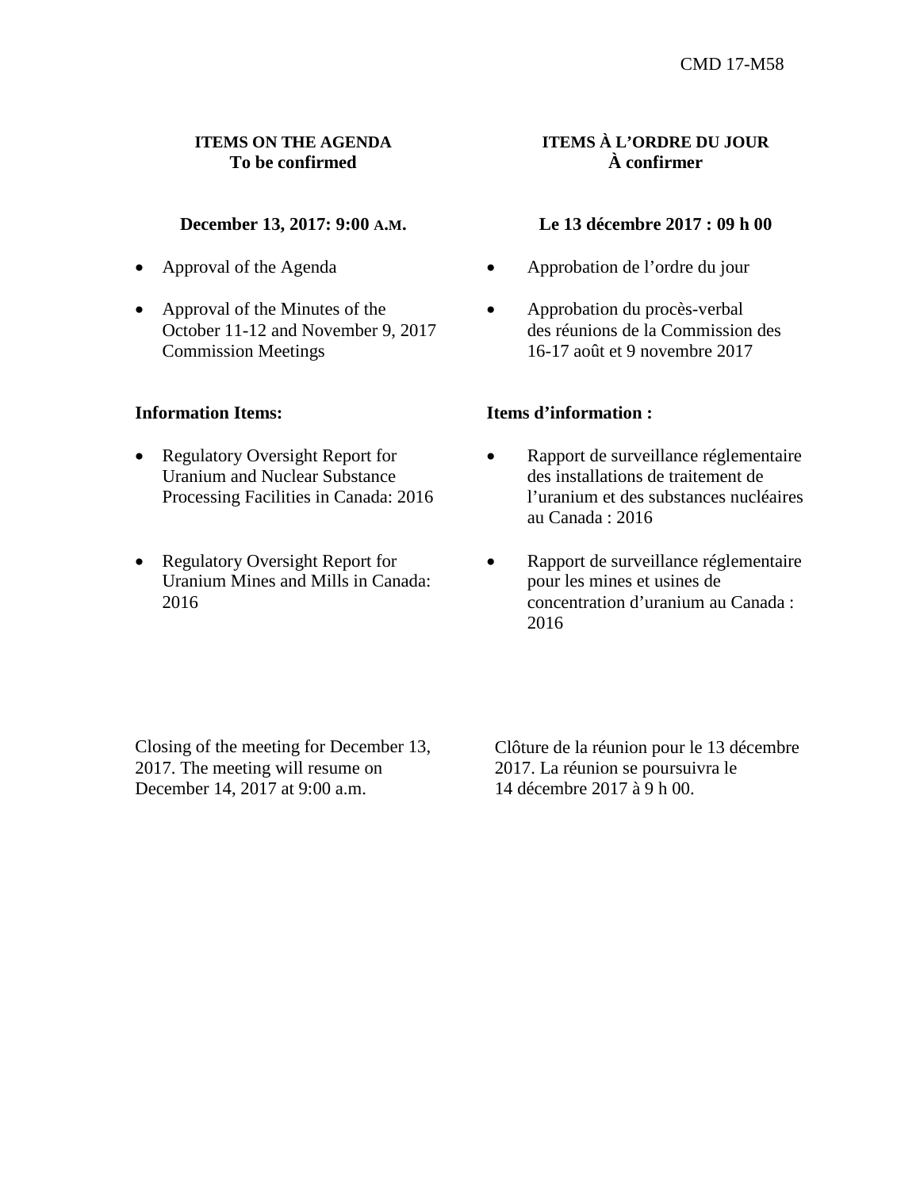CMD 17-M58

**ITEMS ON THE AGENDA**
**To be confirmed**

**December 13, 2017: 9:00 A.M.**

- Approval of the Agenda
- Approval of the Minutes of the October 11-12 and November 9, 2017 Commission Meetings

**Information Items:**

- Regulatory Oversight Report for Uranium and Nuclear Substance Processing Facilities in Canada: 2016
- Regulatory Oversight Report for Uranium Mines and Mills in Canada: 2016

Closing of the meeting for December 13, 2017. The meeting will resume on December 14, 2017 at 9:00 a.m.

**ITEMS À L'ORDRE DU JOUR**
**À confirmer**

**Le 13 décembre 2017 : 09 h 00**

- Approbation de l'ordre du jour
- Approbation du procès-verbal des réunions de la Commission des 16-17 août et 9 novembre 2017

**Items d'information :**

- Rapport de surveillance réglementaire des installations de traitement de l'uranium et des substances nucléaires au Canada : 2016
- Rapport de surveillance réglementaire pour les mines et usines de concentration d'uranium au Canada : 2016

Clôture de la réunion pour le 13 décembre 2017. La réunion se poursuivra le 14 décembre 2017 à 9 h 00.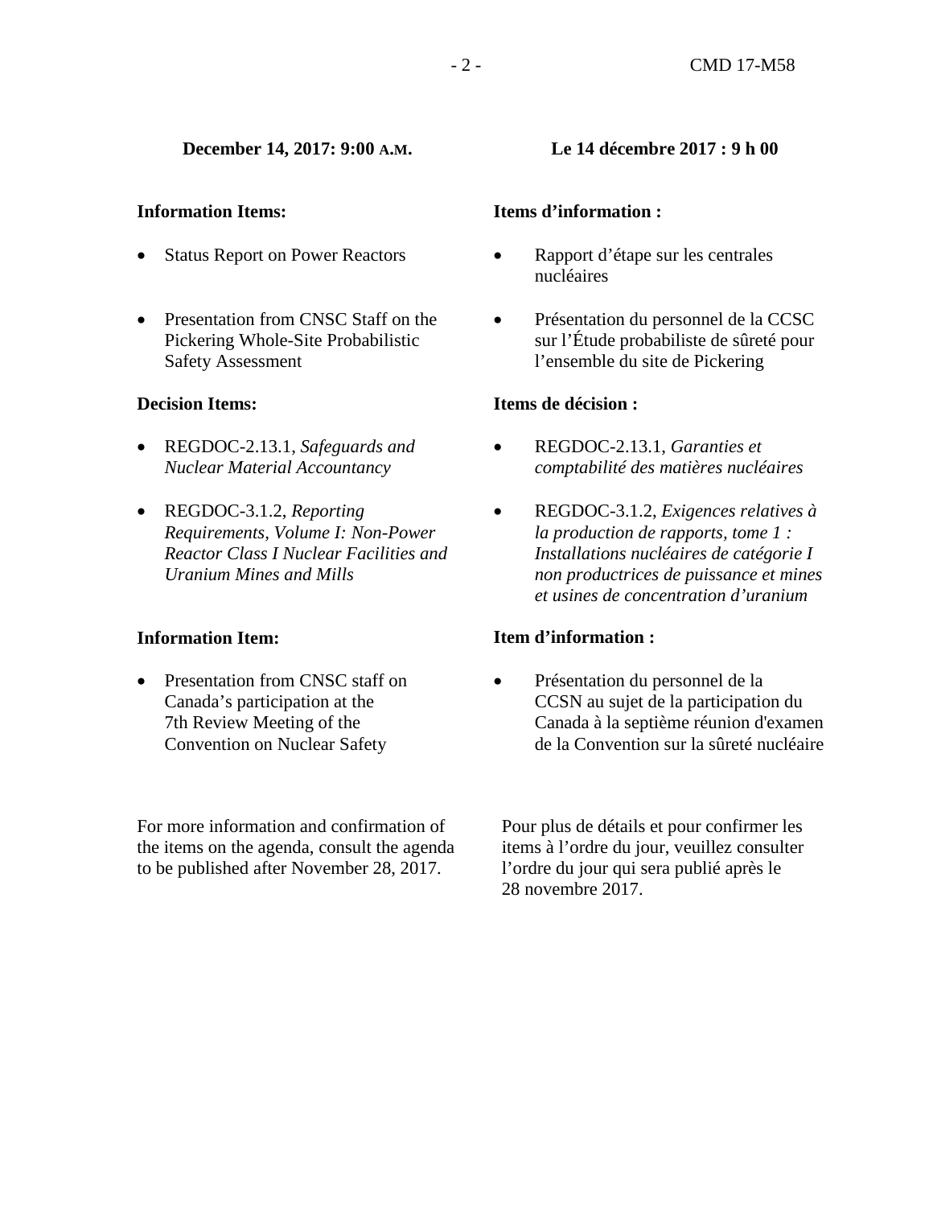**December 14, 2017: 9:00 A.M.**

**Information Items:**

- Status Report on Power Reactors
- Presentation from CNSC Staff on the Pickering Whole-Site Probabilistic Safety Assessment

**Decision Items:**

- REGDOC-2.13.1, *Safeguards and Nuclear Material Accountancy*
- REGDOC-3.1.2, *Reporting Requirements, Volume I: Non-Power Reactor Class I Nuclear Facilities and Uranium Mines and Mills*

**Information Item:**

- Presentation from CNSC staff on Canada's participation at the 7th Review Meeting of the Convention on Nuclear Safety

For more information and confirmation of the items on the agenda, consult the agenda to be published after November 28, 2017.

**Le 14 décembre 2017 : 9 h 00**

**Items d'information :**

- Rapport d'étape sur les centrales nucléaires
- Présentation du personnel de la CCSC sur l'Étude probabiliste de sûreté pour l'ensemble du site de Pickering

**Items de décision :**

- REGDOC-2.13.1, *Garanties et comptabilité des matières nucléaires*
- REGDOC-3.1.2, *Exigences relatives à la production de rapports, tome 1 : Installations nucléaires de catégorie I non productrices de puissance et mines et usines de concentration d'uranium*

**Item d'information :**

- Présentation du personnel de la CCSN au sujet de la participation du Canada à la septième réunion d'examen de la Convention sur la sûreté nucléaire

Pour plus de détails et pour confirmer les items à l'ordre du jour, veuillez consulter l'ordre du jour qui sera publié après le 28 novembre 2017.